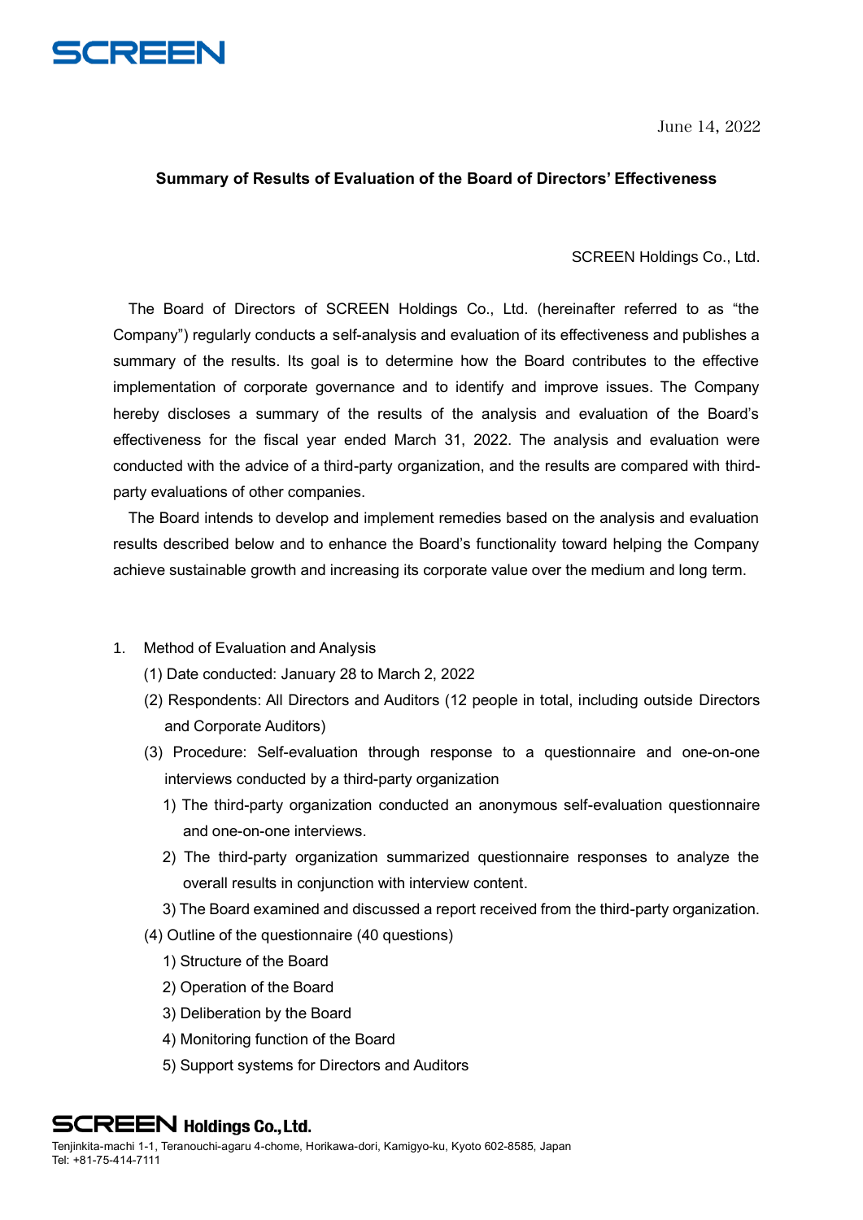June 14, 2022

**Summary of Results of Evaluation of the Board of Directors' Effectiveness**

SCREEN Holdings Co., Ltd.

The Board of Directors of SCREEN Holdings Co., Ltd. (hereinafter referred to as "the Company") regularly conducts a self-analysis and evaluation of its effectiveness and publishes a summary of the results. Its goal is to determine how the Board contributes to the effective implementation of corporate governance and to identify and improve issues. The Company hereby discloses a summary of the results of the analysis and evaluation of the Board's effectiveness for the fiscal year ended March 31, 2022. The analysis and evaluation were conducted with the advice of a third-party organization, and the results are compared with third-party evaluations of other companies.

The Board intends to develop and implement remedies based on the analysis and evaluation results described below and to enhance the Board's functionality toward helping the Company achieve sustainable growth and increasing its corporate value over the medium and long term.

1. Method of Evaluation and Analysis
   (1) Date conducted: January 28 to March 2, 2022
   (2) Respondents: All Directors and Auditors (12 people in total, including outside Directors and Corporate Auditors)
   (3) Procedure: Self-evaluation through response to a questionnaire and one-on-one interviews conducted by a third-party organization
      1) The third-party organization conducted an anonymous self-evaluation questionnaire and one-on-one interviews.
      2) The third-party organization summarized questionnaire responses to analyze the overall results in conjunction with interview content.
      3) The Board examined and discussed a report received from the third-party organization.
   (4) Outline of the questionnaire (40 questions)
      1) Structure of the Board
      2) Operation of the Board
      3) Deliberation by the Board
      4) Monitoring function of the Board
      5) Support systems for Directors and Auditors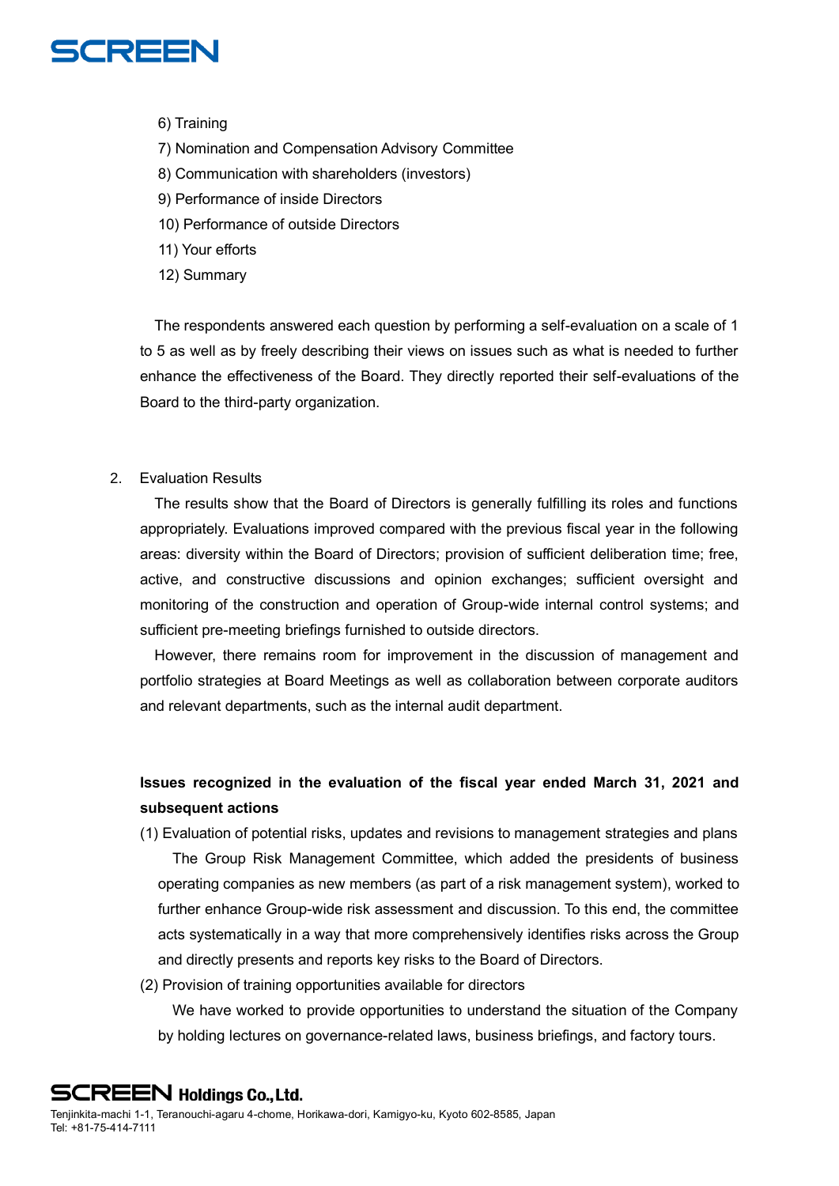6) Training
7) Nomination and Compensation Advisory Committee
8) Communication with shareholders (investors)
9) Performance of inside Directors
10) Performance of outside Directors
11) Your efforts
12) Summary

The respondents answered each question by performing a self-evaluation on a scale of 1 to 5 as well as by freely describing their views on issues such as what is needed to further enhance the effectiveness of the Board. They directly reported their self-evaluations of the Board to the third-party organization.

2. Evaluation Results

The results show that the Board of Directors is generally fulfilling its roles and functions appropriately. Evaluations improved compared with the previous fiscal year in the following areas: diversity within the Board of Directors; provision of sufficient deliberation time; free, active, and constructive discussions and opinion exchanges; sufficient oversight and monitoring of the construction and operation of Group-wide internal control systems; and sufficient pre-meeting briefings furnished to outside directors.

However, there remains room for improvement in the discussion of management and portfolio strategies at Board Meetings as well as collaboration between corporate auditors and relevant departments, such as the internal audit department.

**Issues recognized in the evaluation of the fiscal year ended March 31, 2021 and subsequent actions**

(1) Evaluation of potential risks, updates and revisions to management strategies and plans

The Group Risk Management Committee, which added the presidents of business operating companies as new members (as part of a risk management system), worked to further enhance Group-wide risk assessment and discussion. To this end, the committee acts systematically in a way that more comprehensively identifies risks across the Group and directly presents and reports key risks to the Board of Directors.

(2) Provision of training opportunities available for directors

We have worked to provide opportunities to understand the situation of the Company by holding lectures on governance-related laws, business briefings, and factory tours.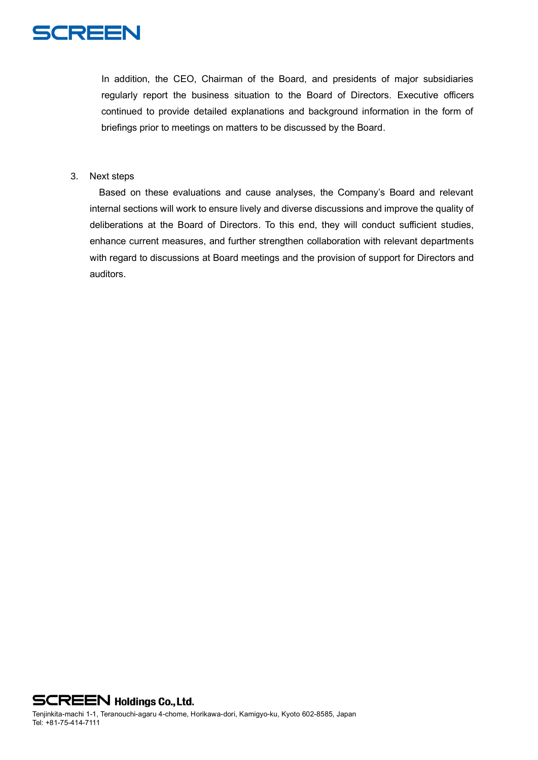In addition, the CEO, Chairman of the Board, and presidents of major subsidiaries regularly report the business situation to the Board of Directors. Executive officers continued to provide detailed explanations and background information in the form of briefings prior to meetings on matters to be discussed by the Board.

3. Next steps

Based on these evaluations and cause analyses, the Company's Board and relevant internal sections will work to ensure lively and diverse discussions and improve the quality of deliberations at the Board of Directors. To this end, they will conduct sufficient studies, enhance current measures, and further strengthen collaboration with relevant departments with regard to discussions at Board meetings and the provision of support for Directors and auditors.